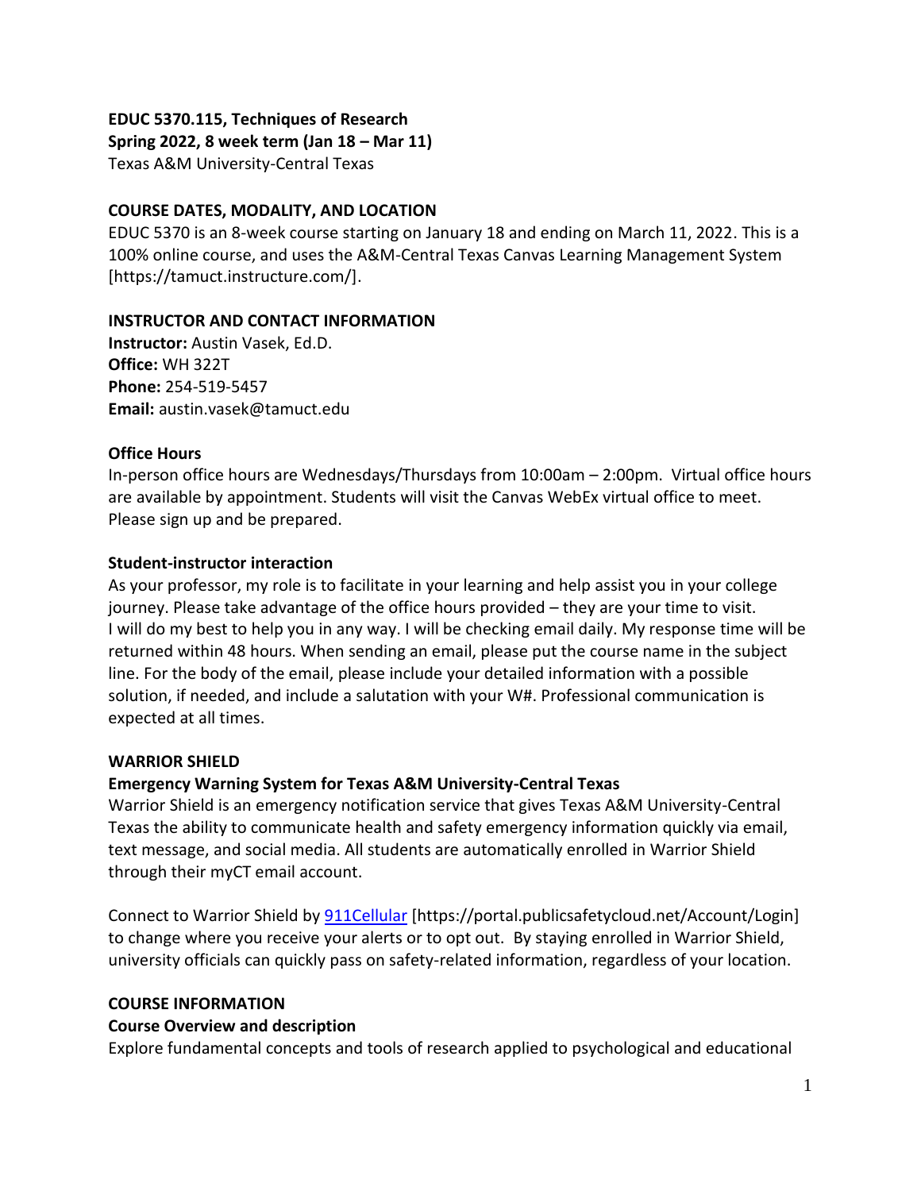**EDUC 5370.115, Techniques of Research**
**Spring 2022, 8 week term (Jan 18 – Mar 11)**
Texas A&M University-Central Texas

## COURSE DATES, MODALITY, AND LOCATION

EDUC 5370 is an 8-week course starting on January 18 and ending on March 11, 2022. This is a 100% online course, and uses the A&M-Central Texas Canvas Learning Management System [https://tamuct.instructure.com/].

## INSTRUCTOR AND CONTACT INFORMATION

**Instructor:** Austin Vasek, Ed.D.
**Office:** WH 322T
**Phone:** 254-519-5457
**Email:** austin.vasek@tamuct.edu

### Office Hours

In-person office hours are Wednesdays/Thursdays from 10:00am – 2:00pm. Virtual office hours are available by appointment. Students will visit the Canvas WebEx virtual office to meet. Please sign up and be prepared.

### Student-instructor interaction

As your professor, my role is to facilitate in your learning and help assist you in your college journey. Please take advantage of the office hours provided – they are your time to visit. I will do my best to help you in any way. I will be checking email daily. My response time will be returned within 48 hours. When sending an email, please put the course name in the subject line. For the body of the email, please include your detailed information with a possible solution, if needed, and include a salutation with your W#. Professional communication is expected at all times.

## WARRIOR SHIELD

### Emergency Warning System for Texas A&M University-Central Texas

Warrior Shield is an emergency notification service that gives Texas A&M University-Central Texas the ability to communicate health and safety emergency information quickly via email, text message, and social media. All students are automatically enrolled in Warrior Shield through their myCT email account.

Connect to Warrior Shield by 911Cellular [https://portal.publicsafetycloud.net/Account/Login] to change where you receive your alerts or to opt out. By staying enrolled in Warrior Shield, university officials can quickly pass on safety-related information, regardless of your location.

## COURSE INFORMATION

### Course Overview and description

Explore fundamental concepts and tools of research applied to psychological and educational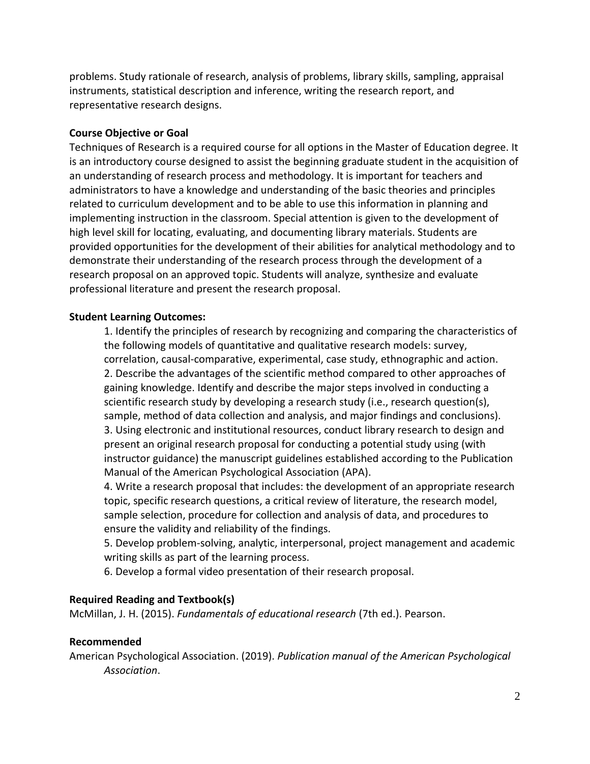problems. Study rationale of research, analysis of problems, library skills, sampling, appraisal instruments, statistical description and inference, writing the research report, and representative research designs.

**Course Objective or Goal**

Techniques of Research is a required course for all options in the Master of Education degree. It is an introductory course designed to assist the beginning graduate student in the acquisition of an understanding of research process and methodology. It is important for teachers and administrators to have a knowledge and understanding of the basic theories and principles related to curriculum development and to be able to use this information in planning and implementing instruction in the classroom. Special attention is given to the development of high level skill for locating, evaluating, and documenting library materials. Students are provided opportunities for the development of their abilities for analytical methodology and to demonstrate their understanding of the research process through the development of a research proposal on an approved topic. Students will analyze, synthesize and evaluate professional literature and present the research proposal.

**Student Learning Outcomes:**

1. Identify the principles of research by recognizing and comparing the characteristics of the following models of quantitative and qualitative research models: survey, correlation, causal-comparative, experimental, case study, ethnographic and action.
2. Describe the advantages of the scientific method compared to other approaches of gaining knowledge. Identify and describe the major steps involved in conducting a scientific research study by developing a research study (i.e., research question(s), sample, method of data collection and analysis, and major findings and conclusions).
3. Using electronic and institutional resources, conduct library research to design and present an original research proposal for conducting a potential study using (with instructor guidance) the manuscript guidelines established according to the Publication Manual of the American Psychological Association (APA).
4. Write a research proposal that includes: the development of an appropriate research topic, specific research questions, a critical review of literature, the research model, sample selection, procedure for collection and analysis of data, and procedures to ensure the validity and reliability of the findings.
5. Develop problem-solving, analytic, interpersonal, project management and academic writing skills as part of the learning process.
6. Develop a formal video presentation of their research proposal.

**Required Reading and Textbook(s)**

McMillan, J. H. (2015). *Fundamentals of educational research* (7th ed.). Pearson.

**Recommended**

American Psychological Association. (2019). *Publication manual of the American Psychological Association*.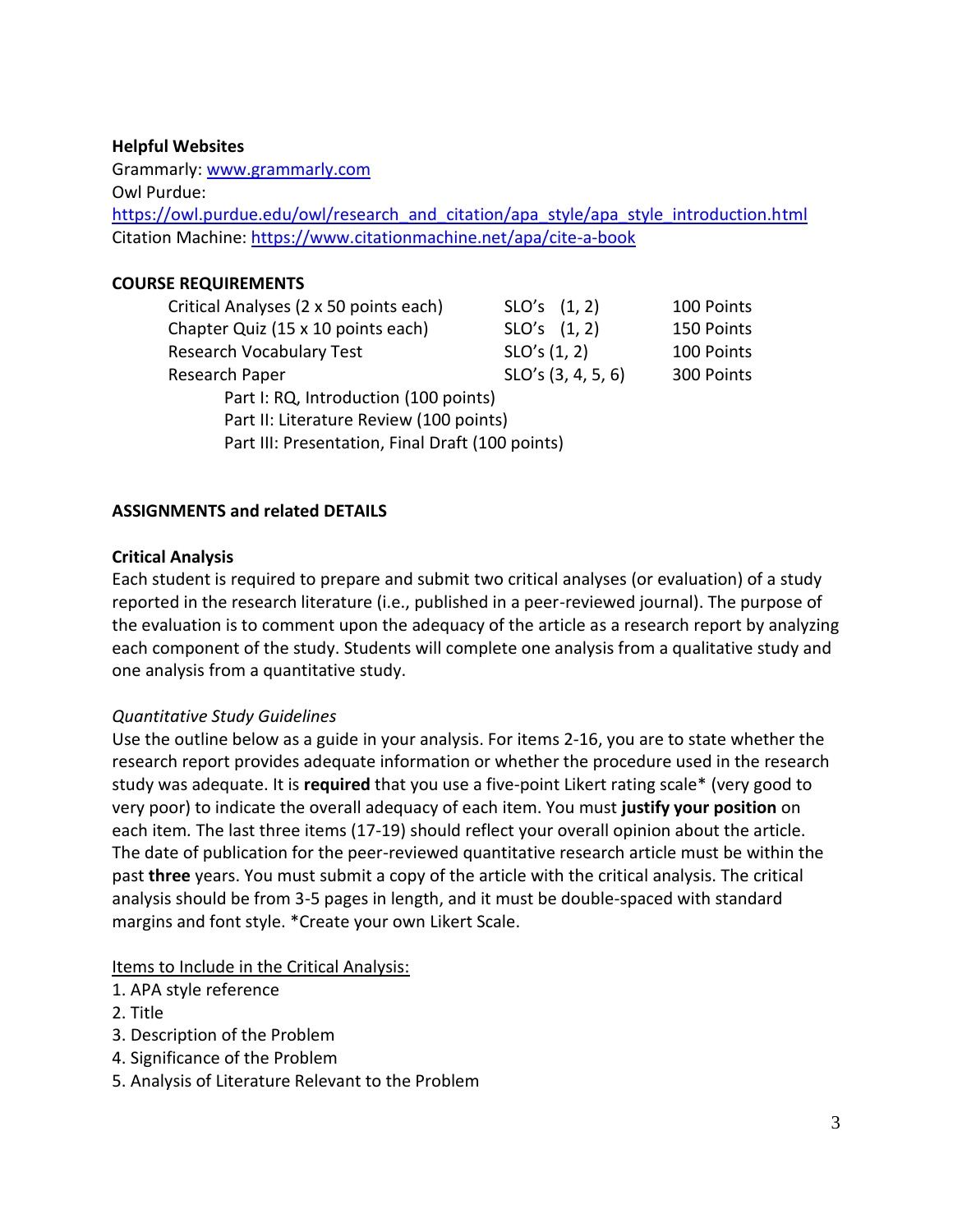**Helpful Websites**
Grammarly: [www.grammarly.com](www.grammarly.com)
Owl Purdue:
[https://owl.purdue.edu/owl/research_and_citation/apa_style/apa_style_introduction.html](https://owl.purdue.edu/owl/research_and_citation/apa_style/apa_style_introduction.html)
Citation Machine: [https://www.citationmachine.net/apa/cite-a-book](https://www.citationmachine.net/apa/cite-a-book)

**COURSE REQUIREMENTS**

| | | |
|---|---|---|
| Critical Analyses (2 x 50 points each) | SLO's (1, 2) | 100 Points |
| Chapter Quiz (15 x 10 points each) | SLO's (1, 2) | 150 Points |
| Research Vocabulary Test | SLO's (1, 2) | 100 Points |
| Research Paper | SLO's (3, 4, 5, 6) | 300 Points |
| Part I: RQ, Introduction (100 points) | | |
| Part II: Literature Review (100 points) | | |
| Part III: Presentation, Final Draft (100 points) | | |

**ASSIGNMENTS and related DETAILS**

**Critical Analysis**
Each student is required to prepare and submit two critical analyses (or evaluation) of a study reported in the research literature (i.e., published in a peer-reviewed journal). The purpose of the evaluation is to comment upon the adequacy of the article as a research report by analyzing each component of the study. Students will complete one analysis from a qualitative study and one analysis from a quantitative study.

*Quantitative Study Guidelines*
Use the outline below as a guide in your analysis. For items 2-16, you are to state whether the research report provides adequate information or whether the procedure used in the research study was adequate. It is **required** that you use a five-point Likert rating scale* (very good to very poor) to indicate the overall adequacy of each item. You must **justify your position** on each item. The last three items (17-19) should reflect your overall opinion about the article. The date of publication for the peer-reviewed quantitative research article must be within the past **three** years. You must submit a copy of the article with the critical analysis. The critical analysis should be from 3-5 pages in length, and it must be double-spaced with standard margins and font style. *Create your own Likert Scale.

<u>Items to Include in the Critical Analysis:</u>
1. APA style reference
2. Title
3. Description of the Problem
4. Significance of the Problem
5. Analysis of Literature Relevant to the Problem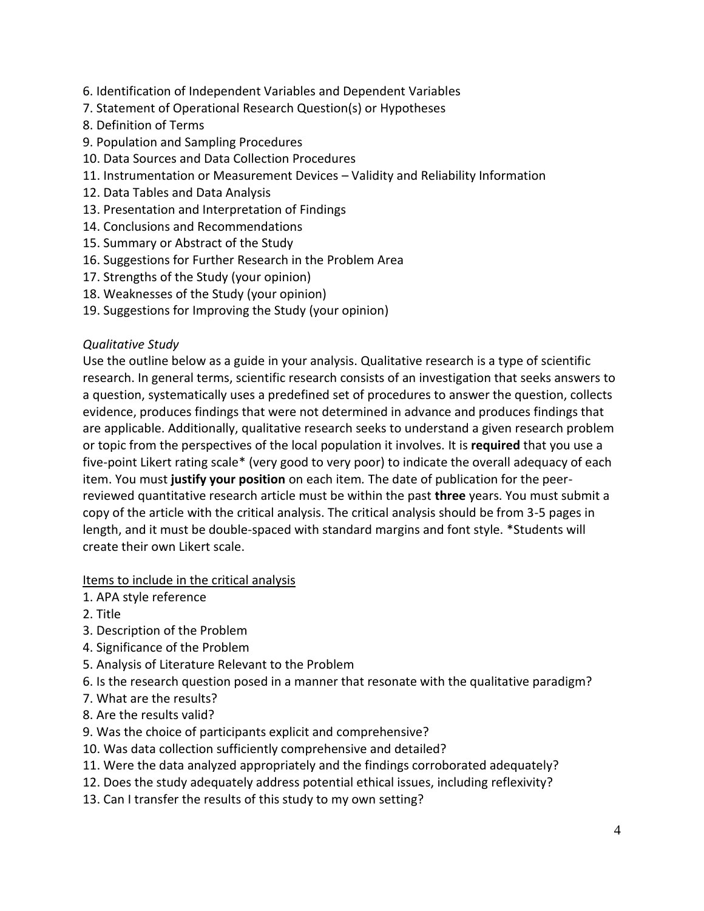6. Identification of Independent Variables and Dependent Variables
7. Statement of Operational Research Question(s) or Hypotheses
8. Definition of Terms
9. Population and Sampling Procedures
10. Data Sources and Data Collection Procedures
11. Instrumentation or Measurement Devices – Validity and Reliability Information
12. Data Tables and Data Analysis
13. Presentation and Interpretation of Findings
14. Conclusions and Recommendations
15. Summary or Abstract of the Study
16. Suggestions for Further Research in the Problem Area
17. Strengths of the Study (your opinion)
18. Weaknesses of the Study (your opinion)
19. Suggestions for Improving the Study (your opinion)

*Qualitative Study*

Use the outline below as a guide in your analysis. Qualitative research is a type of scientific research. In general terms, scientific research consists of an investigation that seeks answers to a question, systematically uses a predefined set of procedures to answer the question, collects evidence, produces findings that were not determined in advance and produces findings that are applicable. Additionally, qualitative research seeks to understand a given research problem or topic from the perspectives of the local population it involves. It is **required** that you use a five-point Likert rating scale* (very good to very poor) to indicate the overall adequacy of each item. You must **justify your position** on each item. The date of publication for the peer-reviewed quantitative research article must be within the past **three** years. You must submit a copy of the article with the critical analysis. The critical analysis should be from 3-5 pages in length, and it must be double-spaced with standard margins and font style. *Students will create their own Likert scale.

<u>Items to include in the critical analysis</u>

1. APA style reference
2. Title
3. Description of the Problem
4. Significance of the Problem
5. Analysis of Literature Relevant to the Problem
6. Is the research question posed in a manner that resonate with the qualitative paradigm?
7. What are the results?
8. Are the results valid?
9. Was the choice of participants explicit and comprehensive?
10. Was data collection sufficiently comprehensive and detailed?
11. Were the data analyzed appropriately and the findings corroborated adequately?
12. Does the study adequately address potential ethical issues, including reflexivity?
13. Can I transfer the results of this study to my own setting?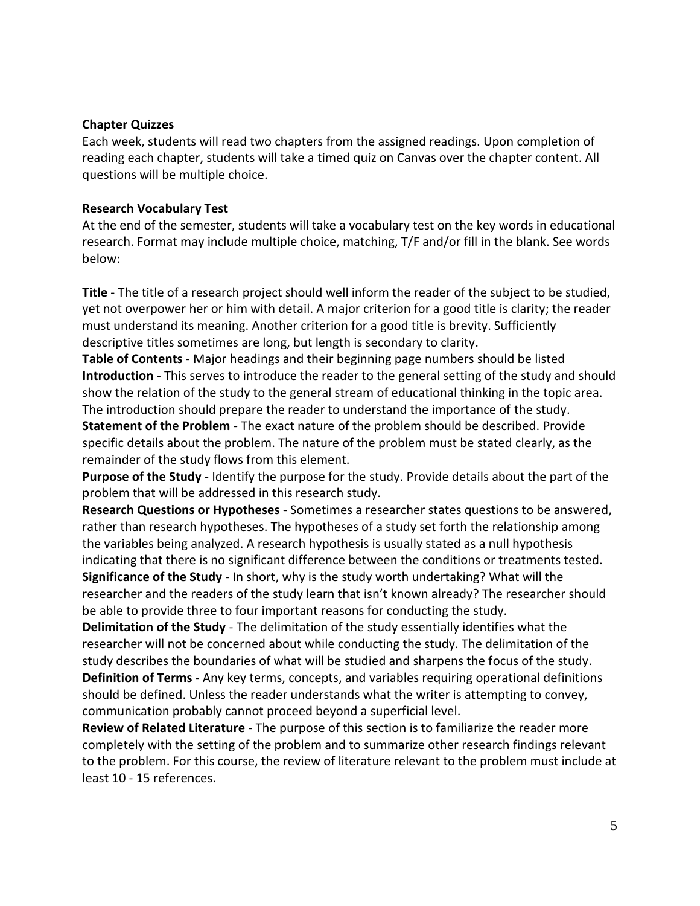**Chapter Quizzes**

Each week, students will read two chapters from the assigned readings. Upon completion of reading each chapter, students will take a timed quiz on Canvas over the chapter content. All questions will be multiple choice.

**Research Vocabulary Test**

At the end of the semester, students will take a vocabulary test on the key words in educational research. Format may include multiple choice, matching, T/F and/or fill in the blank. See words below:

**Title** - The title of a research project should well inform the reader of the subject to be studied, yet not overpower her or him with detail. A major criterion for a good title is clarity; the reader must understand its meaning. Another criterion for a good title is brevity. Sufficiently descriptive titles sometimes are long, but length is secondary to clarity.

**Table of Contents** - Major headings and their beginning page numbers should be listed

**Introduction** - This serves to introduce the reader to the general setting of the study and should show the relation of the study to the general stream of educational thinking in the topic area. The introduction should prepare the reader to understand the importance of the study.

**Statement of the Problem** - The exact nature of the problem should be described. Provide specific details about the problem. The nature of the problem must be stated clearly, as the remainder of the study flows from this element.

**Purpose of the Study** - Identify the purpose for the study. Provide details about the part of the problem that will be addressed in this research study.

**Research Questions or Hypotheses** - Sometimes a researcher states questions to be answered, rather than research hypotheses. The hypotheses of a study set forth the relationship among the variables being analyzed. A research hypothesis is usually stated as a null hypothesis indicating that there is no significant difference between the conditions or treatments tested.

**Significance of the Study** - In short, why is the study worth undertaking? What will the researcher and the readers of the study learn that isn't known already? The researcher should be able to provide three to four important reasons for conducting the study.

**Delimitation of the Study** - The delimitation of the study essentially identifies what the researcher will not be concerned about while conducting the study. The delimitation of the study describes the boundaries of what will be studied and sharpens the focus of the study.

**Definition of Terms** - Any key terms, concepts, and variables requiring operational definitions should be defined. Unless the reader understands what the writer is attempting to convey, communication probably cannot proceed beyond a superficial level.

**Review of Related Literature** - The purpose of this section is to familiarize the reader more completely with the setting of the problem and to summarize other research findings relevant to the problem. For this course, the review of literature relevant to the problem must include at least 10 - 15 references.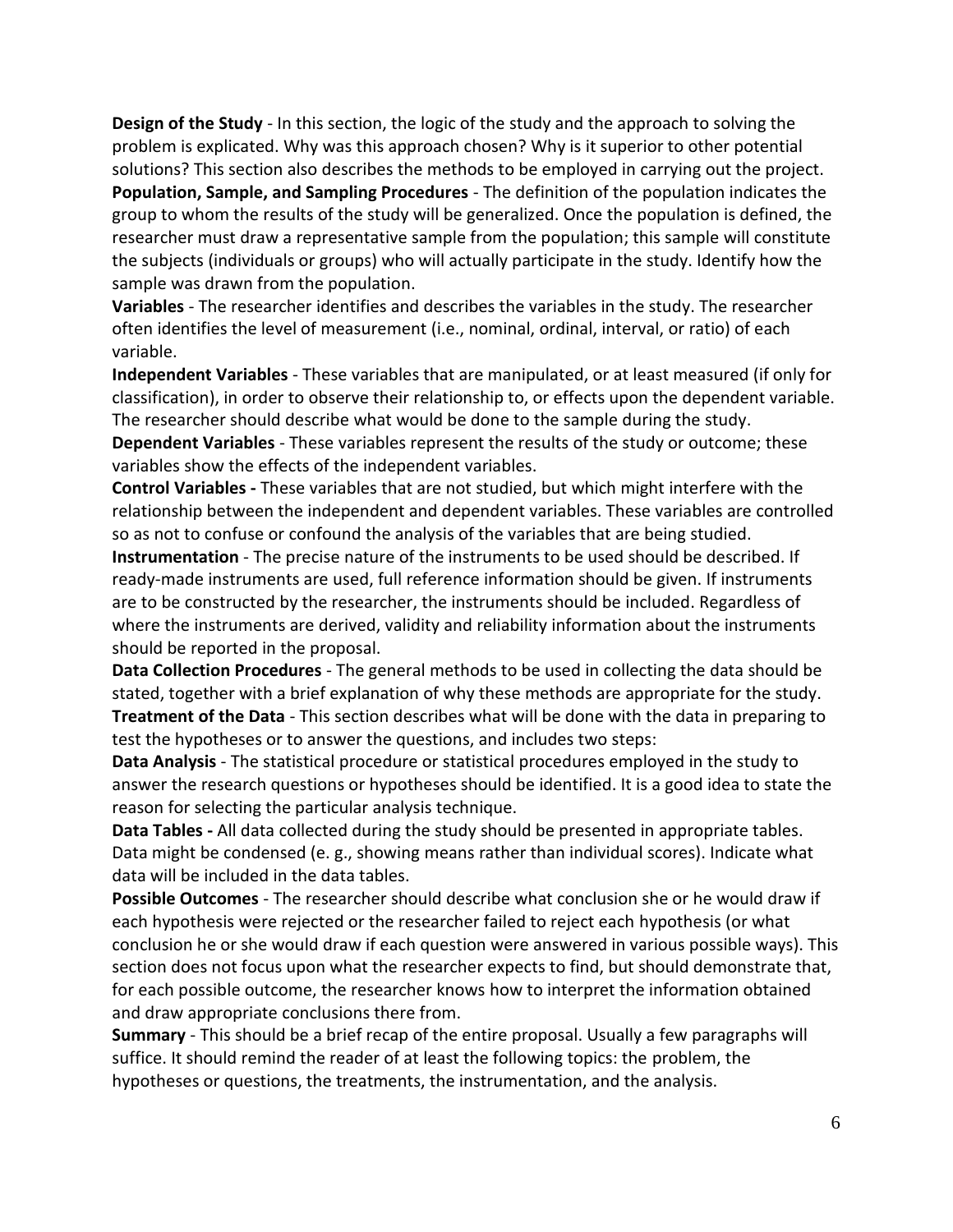**Design of the Study** - In this section, the logic of the study and the approach to solving the problem is explicated. Why was this approach chosen? Why is it superior to other potential solutions? This section also describes the methods to be employed in carrying out the project.

**Population, Sample, and Sampling Procedures** - The definition of the population indicates the group to whom the results of the study will be generalized. Once the population is defined, the researcher must draw a representative sample from the population; this sample will constitute the subjects (individuals or groups) who will actually participate in the study. Identify how the sample was drawn from the population.

**Variables** - The researcher identifies and describes the variables in the study. The researcher often identifies the level of measurement (i.e., nominal, ordinal, interval, or ratio) of each variable.

**Independent Variables** - These variables that are manipulated, or at least measured (if only for classification), in order to observe their relationship to, or effects upon the dependent variable. The researcher should describe what would be done to the sample during the study.

**Dependent Variables** - These variables represent the results of the study or outcome; these variables show the effects of the independent variables.

**Control Variables -** These variables that are not studied, but which might interfere with the relationship between the independent and dependent variables. These variables are controlled so as not to confuse or confound the analysis of the variables that are being studied.

**Instrumentation** - The precise nature of the instruments to be used should be described. If ready-made instruments are used, full reference information should be given. If instruments are to be constructed by the researcher, the instruments should be included. Regardless of where the instruments are derived, validity and reliability information about the instruments should be reported in the proposal.

**Data Collection Procedures** - The general methods to be used in collecting the data should be stated, together with a brief explanation of why these methods are appropriate for the study.

**Treatment of the Data** - This section describes what will be done with the data in preparing to test the hypotheses or to answer the questions, and includes two steps:

**Data Analysis** - The statistical procedure or statistical procedures employed in the study to answer the research questions or hypotheses should be identified. It is a good idea to state the reason for selecting the particular analysis technique.

**Data Tables -** All data collected during the study should be presented in appropriate tables. Data might be condensed (e. g., showing means rather than individual scores). Indicate what data will be included in the data tables.

**Possible Outcomes** - The researcher should describe what conclusion she or he would draw if each hypothesis were rejected or the researcher failed to reject each hypothesis (or what conclusion he or she would draw if each question were answered in various possible ways). This section does not focus upon what the researcher expects to find, but should demonstrate that, for each possible outcome, the researcher knows how to interpret the information obtained and draw appropriate conclusions there from.

**Summary** - This should be a brief recap of the entire proposal. Usually a few paragraphs will suffice. It should remind the reader of at least the following topics: the problem, the hypotheses or questions, the treatments, the instrumentation, and the analysis.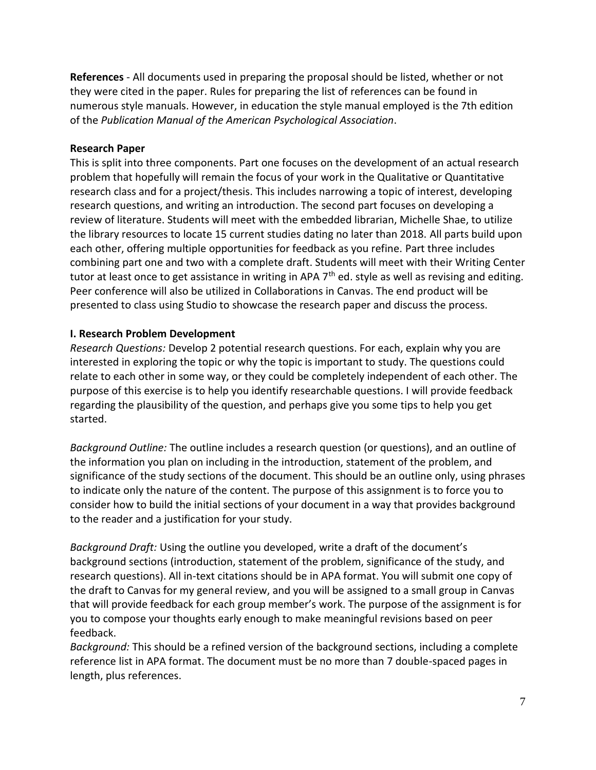**References** - All documents used in preparing the proposal should be listed, whether or not they were cited in the paper. Rules for preparing the list of references can be found in numerous style manuals. However, in education the style manual employed is the 7th edition of the *Publication Manual of the American Psychological Association*.

**Research Paper**

This is split into three components. Part one focuses on the development of an actual research problem that hopefully will remain the focus of your work in the Qualitative or Quantitative research class and for a project/thesis. This includes narrowing a topic of interest, developing research questions, and writing an introduction. The second part focuses on developing a review of literature. Students will meet with the embedded librarian, Michelle Shae, to utilize the library resources to locate 15 current studies dating no later than 2018. All parts build upon each other, offering multiple opportunities for feedback as you refine. Part three includes combining part one and two with a complete draft. Students will meet with their Writing Center tutor at least once to get assistance in writing in APA 7th ed. style as well as revising and editing. Peer conference will also be utilized in Collaborations in Canvas. The end product will be presented to class using Studio to showcase the research paper and discuss the process.

**I. Research Problem Development**

*Research Questions:* Develop 2 potential research questions. For each, explain why you are interested in exploring the topic or why the topic is important to study. The questions could relate to each other in some way, or they could be completely independent of each other. The purpose of this exercise is to help you identify researchable questions. I will provide feedback regarding the plausibility of the question, and perhaps give you some tips to help you get started.

*Background Outline:* The outline includes a research question (or questions), and an outline of the information you plan on including in the introduction, statement of the problem, and significance of the study sections of the document. This should be an outline only, using phrases to indicate only the nature of the content. The purpose of this assignment is to force you to consider how to build the initial sections of your document in a way that provides background to the reader and a justification for your study.

*Background Draft:* Using the outline you developed, write a draft of the document's background sections (introduction, statement of the problem, significance of the study, and research questions). All in-text citations should be in APA format. You will submit one copy of the draft to Canvas for my general review, and you will be assigned to a small group in Canvas that will provide feedback for each group member's work. The purpose of the assignment is for you to compose your thoughts early enough to make meaningful revisions based on peer feedback.

*Background:* This should be a refined version of the background sections, including a complete reference list in APA format. The document must be no more than 7 double-spaced pages in length, plus references.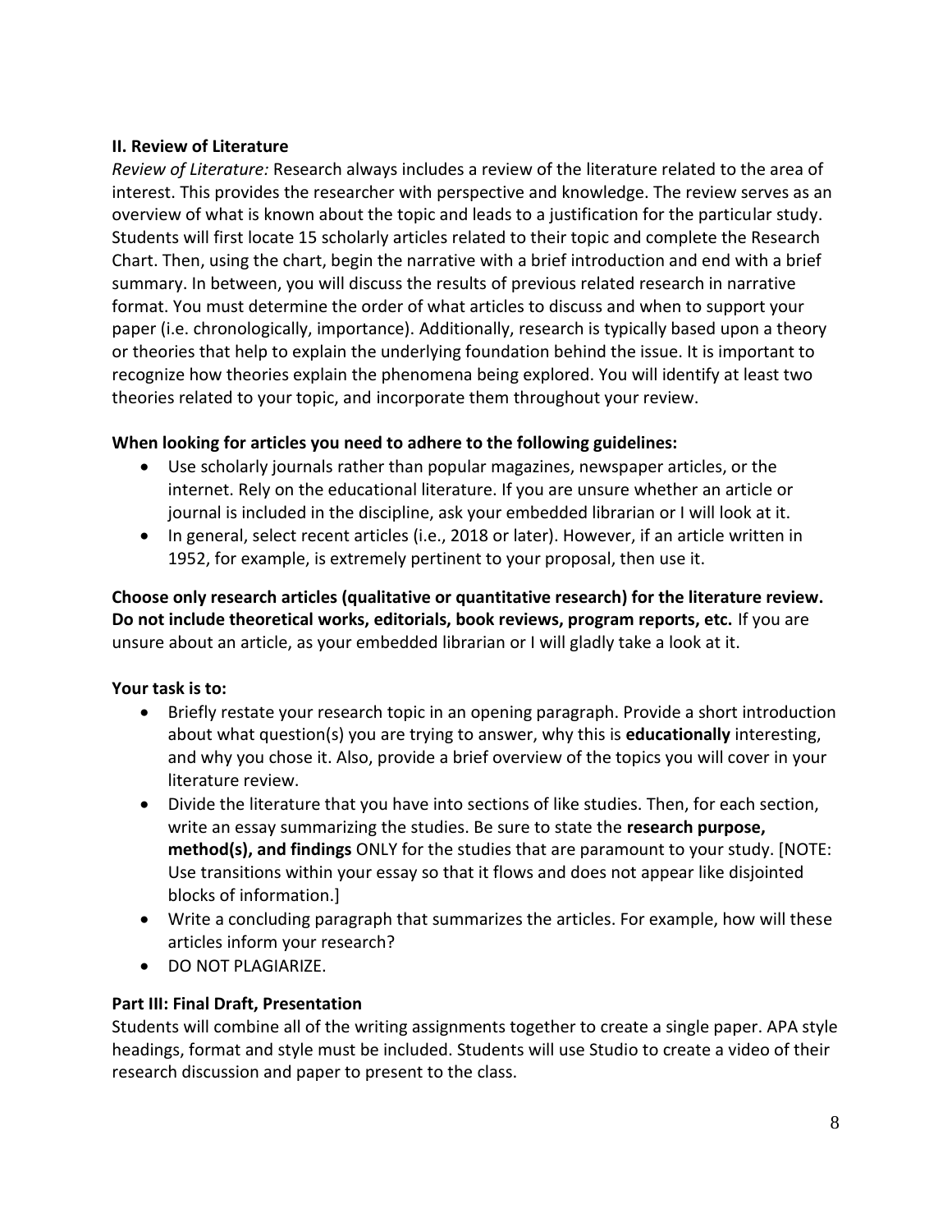**II. Review of Literature**

*Review of Literature:* Research always includes a review of the literature related to the area of interest. This provides the researcher with perspective and knowledge. The review serves as an overview of what is known about the topic and leads to a justification for the particular study. Students will first locate 15 scholarly articles related to their topic and complete the Research Chart. Then, using the chart, begin the narrative with a brief introduction and end with a brief summary. In between, you will discuss the results of previous related research in narrative format. You must determine the order of what articles to discuss and when to support your paper (i.e. chronologically, importance). Additionally, research is typically based upon a theory or theories that help to explain the underlying foundation behind the issue. It is important to recognize how theories explain the phenomena being explored. You will identify at least two theories related to your topic, and incorporate them throughout your review.

**When looking for articles you need to adhere to the following guidelines:**

- Use scholarly journals rather than popular magazines, newspaper articles, or the internet. Rely on the educational literature. If you are unsure whether an article or journal is included in the discipline, ask your embedded librarian or I will look at it.
- In general, select recent articles (i.e., 2018 or later). However, if an article written in 1952, for example, is extremely pertinent to your proposal, then use it.

**Choose only research articles (qualitative or quantitative research) for the literature review. Do not include theoretical works, editorials, book reviews, program reports, etc.** If you are unsure about an article, as your embedded librarian or I will gladly take a look at it.

**Your task is to:**

- Briefly restate your research topic in an opening paragraph. Provide a short introduction about what question(s) you are trying to answer, why this is **educationally** interesting, and why you chose it. Also, provide a brief overview of the topics you will cover in your literature review.
- Divide the literature that you have into sections of like studies. Then, for each section, write an essay summarizing the studies. Be sure to state the **research purpose, method(s), and findings** ONLY for the studies that are paramount to your study. [NOTE: Use transitions within your essay so that it flows and does not appear like disjointed blocks of information.]
- Write a concluding paragraph that summarizes the articles. For example, how will these articles inform your research?
- DO NOT PLAGIARIZE.

**Part III: Final Draft, Presentation**

Students will combine all of the writing assignments together to create a single paper. APA style headings, format and style must be included. Students will use Studio to create a video of their research discussion and paper to present to the class.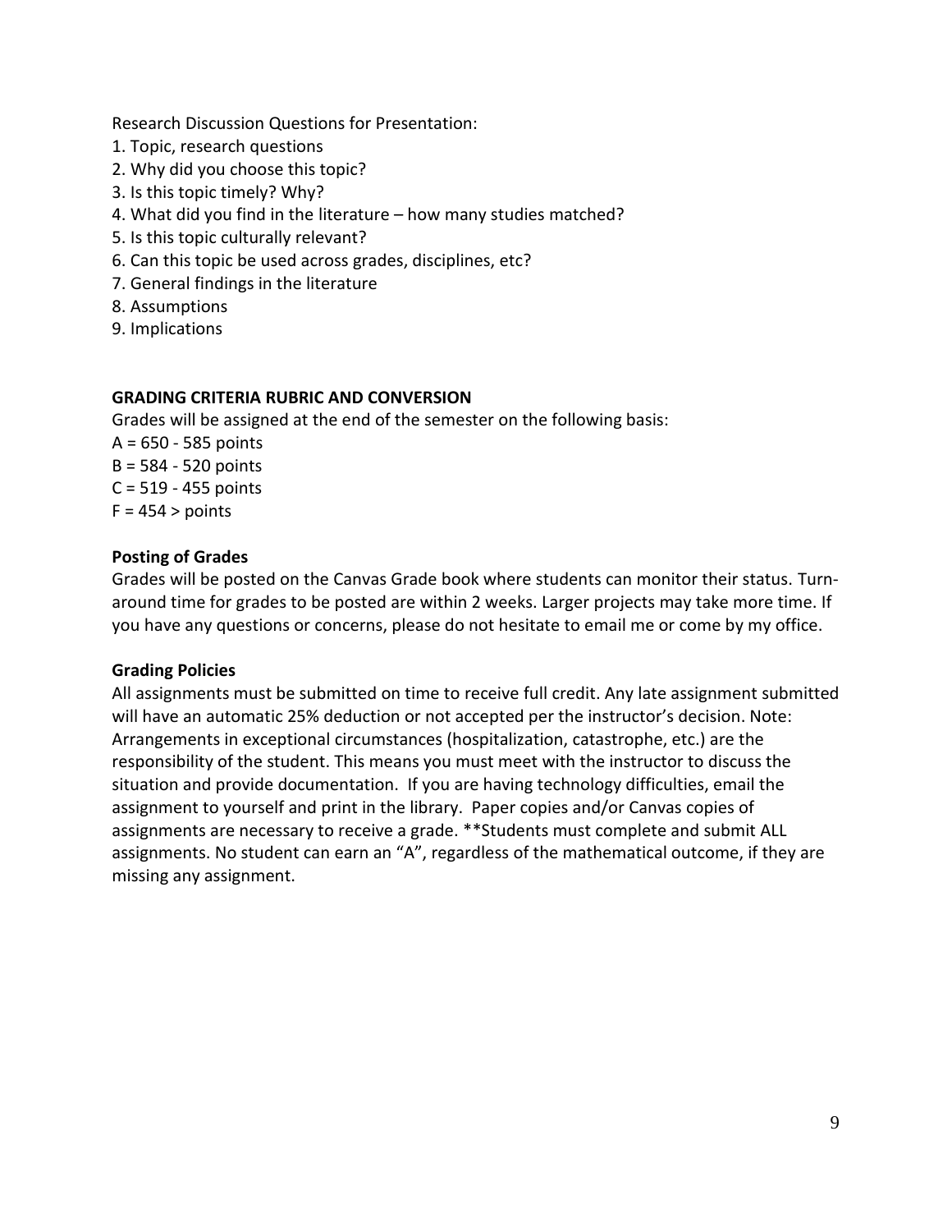Research Discussion Questions for Presentation:

1. Topic, research questions
2. Why did you choose this topic?
3. Is this topic timely? Why?
4. What did you find in the literature – how many studies matched?
5. Is this topic culturally relevant?
6. Can this topic be used across grades, disciplines, etc?
7. General findings in the literature
8. Assumptions
9. Implications

**GRADING CRITERIA RUBRIC AND CONVERSION**

Grades will be assigned at the end of the semester on the following basis:

A = 650 - 585 points
B = 584 - 520 points
C = 519 - 455 points
F = 454 > points

**Posting of Grades**

Grades will be posted on the Canvas Grade book where students can monitor their status. Turn-around time for grades to be posted are within 2 weeks. Larger projects may take more time. If you have any questions or concerns, please do not hesitate to email me or come by my office.

**Grading Policies**

All assignments must be submitted on time to receive full credit. Any late assignment submitted will have an automatic 25% deduction or not accepted per the instructor's decision. Note: Arrangements in exceptional circumstances (hospitalization, catastrophe, etc.) are the responsibility of the student. This means you must meet with the instructor to discuss the situation and provide documentation. If you are having technology difficulties, email the assignment to yourself and print in the library. Paper copies and/or Canvas copies of assignments are necessary to receive a grade. **Students must complete and submit ALL assignments. No student can earn an "A", regardless of the mathematical outcome, if they are missing any assignment.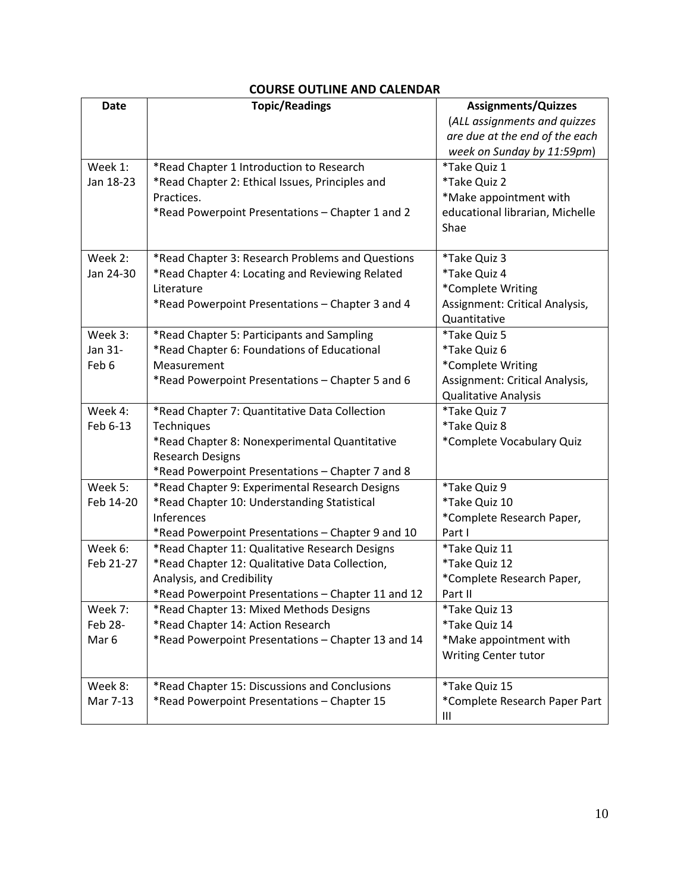## COURSE OUTLINE AND CALENDAR

| Date | Topic/Readings | Assignments/Quizzes (*ALL assignments and quizzes are due at the end of the each week on Sunday by 11:59pm*) |
|---|---|---|
| Week 1: Jan 18-23 | *Read Chapter 1 Introduction to Research<br>*Read Chapter 2: Ethical Issues, Principles and Practices.<br>*Read Powerpoint Presentations – Chapter 1 and 2 | *Take Quiz 1<br>*Take Quiz 2<br>*Make appointment with educational librarian, Michelle Shae |
| Week 2: Jan 24-30 | *Read Chapter 3: Research Problems and Questions<br>*Read Chapter 4: Locating and Reviewing Related Literature<br>*Read Powerpoint Presentations – Chapter 3 and 4 | *Take Quiz 3<br>*Take Quiz 4<br>*Complete Writing Assignment: Critical Analysis, Quantitative |
| Week 3: Jan 31-Feb 6 | *Read Chapter 5: Participants and Sampling<br>*Read Chapter 6: Foundations of Educational Measurement<br>*Read Powerpoint Presentations – Chapter 5 and 6 | *Take Quiz 5<br>*Take Quiz 6<br>*Complete Writing Assignment: Critical Analysis, Qualitative Analysis |
| Week 4: Feb 6-13 | *Read Chapter 7: Quantitative Data Collection Techniques<br>*Read Chapter 8: Nonexperimental Quantitative Research Designs<br>*Read Powerpoint Presentations – Chapter 7 and 8 | *Take Quiz 7<br>*Take Quiz 8<br>*Complete Vocabulary Quiz |
| Week 5: Feb 14-20 | *Read Chapter 9: Experimental Research Designs<br>*Read Chapter 10: Understanding Statistical Inferences<br>*Read Powerpoint Presentations – Chapter 9 and 10 | *Take Quiz 9<br>*Take Quiz 10<br>*Complete Research Paper, Part I |
| Week 6: Feb 21-27 | *Read Chapter 11: Qualitative Research Designs<br>*Read Chapter 12: Qualitative Data Collection, Analysis, and Credibility<br>*Read Powerpoint Presentations – Chapter 11 and 12 | *Take Quiz 11<br>*Take Quiz 12<br>*Complete Research Paper, Part II |
| Week 7: Feb 28-Mar 6 | *Read Chapter 13: Mixed Methods Designs<br>*Read Chapter 14: Action Research<br>*Read Powerpoint Presentations – Chapter 13 and 14 | *Take Quiz 13<br>*Take Quiz 14<br>*Make appointment with Writing Center tutor |
| Week 8: Mar 7-13 | *Read Chapter 15: Discussions and Conclusions<br>*Read Powerpoint Presentations – Chapter 15 | *Take Quiz 15<br>*Complete Research Paper Part III |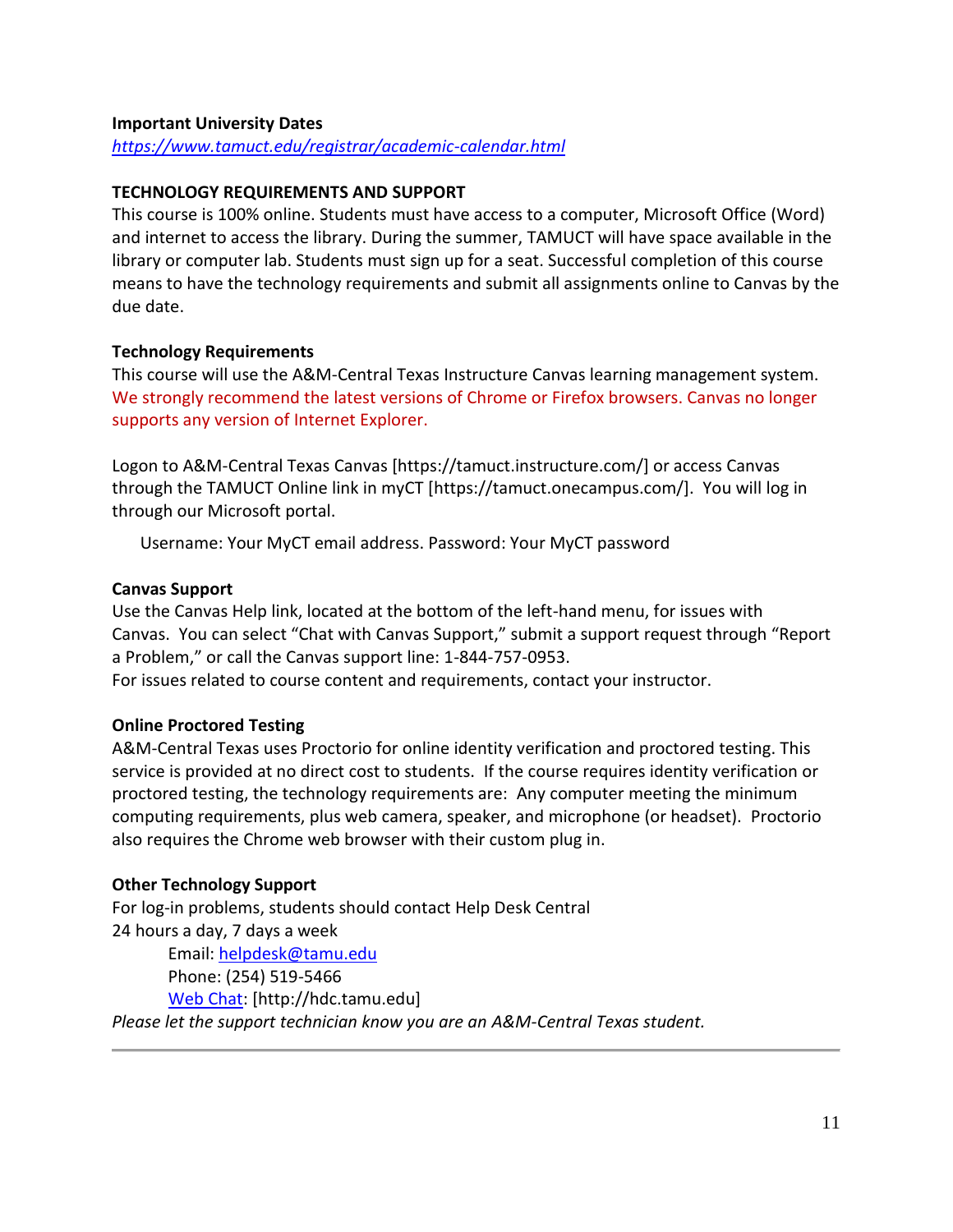**Important University Dates**
*https://www.tamuct.edu/registrar/academic-calendar.html*

**TECHNOLOGY REQUIREMENTS AND SUPPORT**
This course is 100% online. Students must have access to a computer, Microsoft Office (Word) and internet to access the library. During the summer, TAMUCT will have space available in the library or computer lab. Students must sign up for a seat. Successful completion of this course means to have the technology requirements and submit all assignments online to Canvas by the due date.

**Technology Requirements**
This course will use the A&M-Central Texas Instructure Canvas learning management system. We strongly recommend the latest versions of Chrome or Firefox browsers. Canvas no longer supports any version of Internet Explorer.

Logon to A&M-Central Texas Canvas [https://tamuct.instructure.com/] or access Canvas through the TAMUCT Online link in myCT [https://tamuct.onecampus.com/]. You will log in through our Microsoft portal.

Username: Your MyCT email address. Password: Your MyCT password

**Canvas Support**
Use the Canvas Help link, located at the bottom of the left-hand menu, for issues with Canvas. You can select "Chat with Canvas Support," submit a support request through "Report a Problem," or call the Canvas support line: 1-844-757-0953.
For issues related to course content and requirements, contact your instructor.

**Online Proctored Testing**
A&M-Central Texas uses Proctorio for online identity verification and proctored testing. This service is provided at no direct cost to students. If the course requires identity verification or proctored testing, the technology requirements are: Any computer meeting the minimum computing requirements, plus web camera, speaker, and microphone (or headset). Proctorio also requires the Chrome web browser with their custom plug in.

**Other Technology Support**
For log-in problems, students should contact Help Desk Central
24 hours a day, 7 days a week

Email: helpdesk@tamu.edu
Phone: (254) 519-5466
Web Chat: [http://hdc.tamu.edu]

*Please let the support technician know you are an A&M-Central Texas student.*

---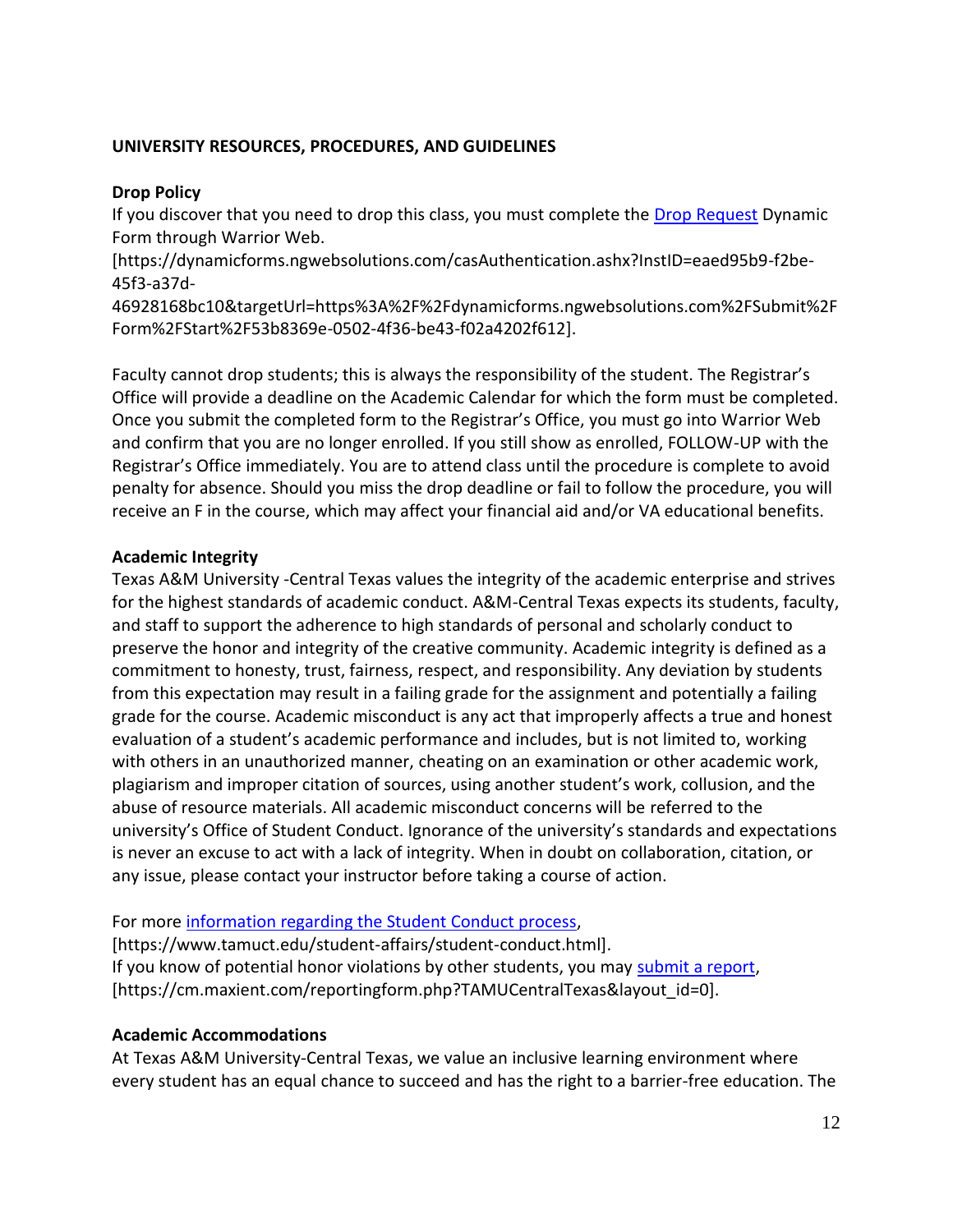**UNIVERSITY RESOURCES, PROCEDURES, AND GUIDELINES**

**Drop Policy**

If you discover that you need to drop this class, you must complete the Drop Request Dynamic Form through Warrior Web.
[https://dynamicforms.ngwebsolutions.com/casAuthentication.ashx?InstID=eaed95b9-f2be-45f3-a37d-46928168bc10&targetUrl=https%3A%2F%2Fdynamicforms.ngwebsolutions.com%2FSubmit%2FForm%2FStart%2F53b8369e-0502-4f36-be43-f02a4202f612].

Faculty cannot drop students; this is always the responsibility of the student. The Registrar's Office will provide a deadline on the Academic Calendar for which the form must be completed. Once you submit the completed form to the Registrar's Office, you must go into Warrior Web and confirm that you are no longer enrolled. If you still show as enrolled, FOLLOW-UP with the Registrar's Office immediately. You are to attend class until the procedure is complete to avoid penalty for absence. Should you miss the drop deadline or fail to follow the procedure, you will receive an F in the course, which may affect your financial aid and/or VA educational benefits.

**Academic Integrity**

Texas A&M University -Central Texas values the integrity of the academic enterprise and strives for the highest standards of academic conduct. A&M-Central Texas expects its students, faculty, and staff to support the adherence to high standards of personal and scholarly conduct to preserve the honor and integrity of the creative community. Academic integrity is defined as a commitment to honesty, trust, fairness, respect, and responsibility. Any deviation by students from this expectation may result in a failing grade for the assignment and potentially a failing grade for the course. Academic misconduct is any act that improperly affects a true and honest evaluation of a student's academic performance and includes, but is not limited to, working with others in an unauthorized manner, cheating on an examination or other academic work, plagiarism and improper citation of sources, using another student's work, collusion, and the abuse of resource materials. All academic misconduct concerns will be referred to the university's Office of Student Conduct. Ignorance of the university's standards and expectations is never an excuse to act with a lack of integrity. When in doubt on collaboration, citation, or any issue, please contact your instructor before taking a course of action.

For more information regarding the Student Conduct process,
[https://www.tamuct.edu/student-affairs/student-conduct.html].
If you know of potential honor violations by other students, you may submit a report,
[https://cm.maxient.com/reportingform.php?TAMUCentralTexas&layout_id=0].

**Academic Accommodations**

At Texas A&M University-Central Texas, we value an inclusive learning environment where every student has an equal chance to succeed and has the right to a barrier-free education. The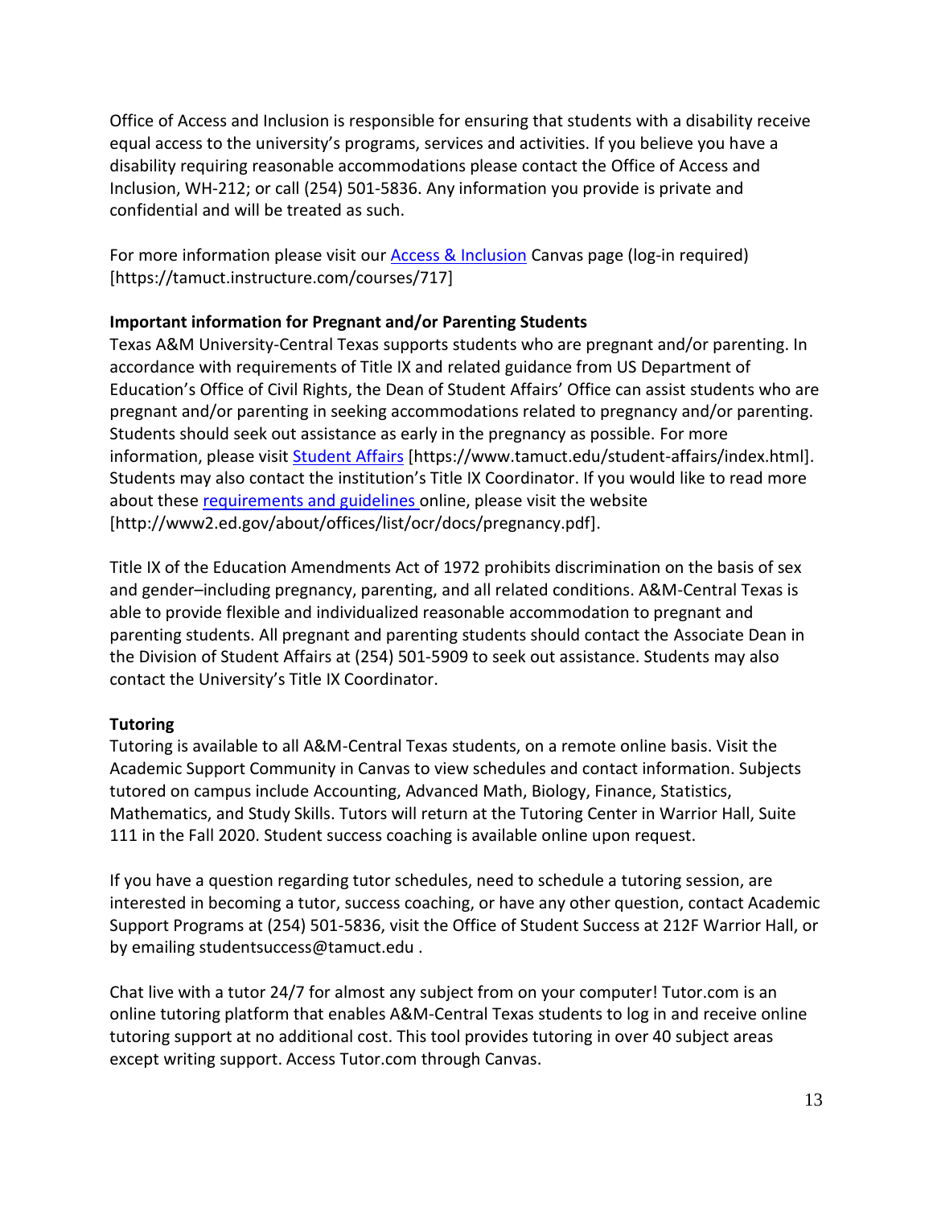Office of Access and Inclusion is responsible for ensuring that students with a disability receive equal access to the university's programs, services and activities. If you believe you have a disability requiring reasonable accommodations please contact the Office of Access and Inclusion, WH-212; or call (254) 501-5836. Any information you provide is private and confidential and will be treated as such.

For more information please visit our Access & Inclusion Canvas page (log-in required) [https://tamuct.instructure.com/courses/717]

**Important information for Pregnant and/or Parenting Students**
Texas A&M University-Central Texas supports students who are pregnant and/or parenting. In accordance with requirements of Title IX and related guidance from US Department of Education's Office of Civil Rights, the Dean of Student Affairs' Office can assist students who are pregnant and/or parenting in seeking accommodations related to pregnancy and/or parenting. Students should seek out assistance as early in the pregnancy as possible. For more information, please visit Student Affairs [https://www.tamuct.edu/student-affairs/index.html]. Students may also contact the institution's Title IX Coordinator. If you would like to read more about these requirements and guidelines online, please visit the website [http://www2.ed.gov/about/offices/list/ocr/docs/pregnancy.pdf].

Title IX of the Education Amendments Act of 1972 prohibits discrimination on the basis of sex and gender–including pregnancy, parenting, and all related conditions. A&M-Central Texas is able to provide flexible and individualized reasonable accommodation to pregnant and parenting students. All pregnant and parenting students should contact the Associate Dean in the Division of Student Affairs at (254) 501-5909 to seek out assistance. Students may also contact the University's Title IX Coordinator.

**Tutoring**
Tutoring is available to all A&M-Central Texas students, on a remote online basis. Visit the Academic Support Community in Canvas to view schedules and contact information. Subjects tutored on campus include Accounting, Advanced Math, Biology, Finance, Statistics, Mathematics, and Study Skills. Tutors will return at the Tutoring Center in Warrior Hall, Suite 111 in the Fall 2020. Student success coaching is available online upon request.

If you have a question regarding tutor schedules, need to schedule a tutoring session, are interested in becoming a tutor, success coaching, or have any other question, contact Academic Support Programs at (254) 501-5836, visit the Office of Student Success at 212F Warrior Hall, or by emailing studentsuccess@tamuct.edu .

Chat live with a tutor 24/7 for almost any subject from on your computer! Tutor.com is an online tutoring platform that enables A&M-Central Texas students to log in and receive online tutoring support at no additional cost. This tool provides tutoring in over 40 subject areas except writing support. Access Tutor.com through Canvas.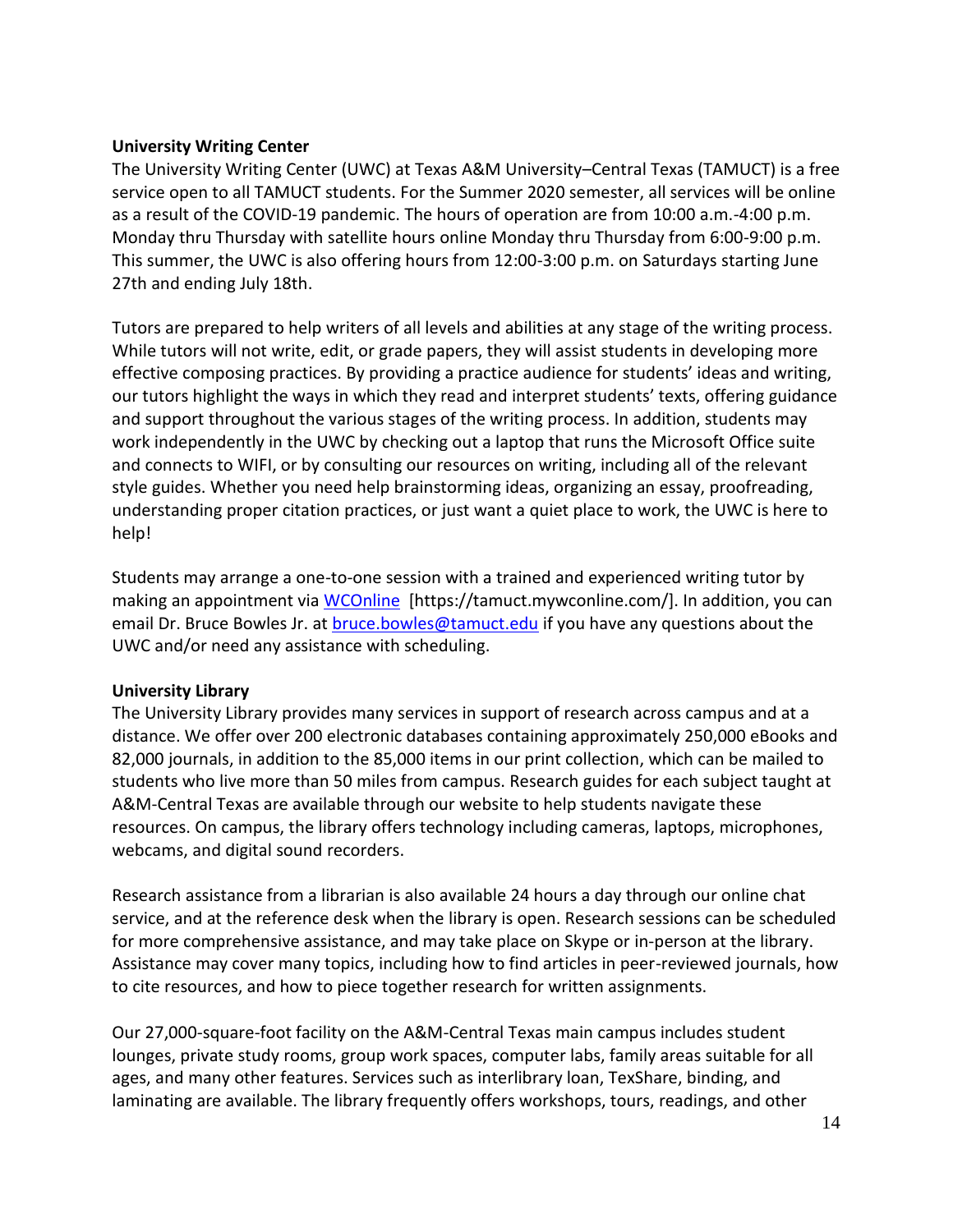**University Writing Center**

The University Writing Center (UWC) at Texas A&M University–Central Texas (TAMUCT) is a free service open to all TAMUCT students. For the Summer 2020 semester, all services will be online as a result of the COVID-19 pandemic. The hours of operation are from 10:00 a.m.-4:00 p.m. Monday thru Thursday with satellite hours online Monday thru Thursday from 6:00-9:00 p.m. This summer, the UWC is also offering hours from 12:00-3:00 p.m. on Saturdays starting June 27th and ending July 18th.

Tutors are prepared to help writers of all levels and abilities at any stage of the writing process. While tutors will not write, edit, or grade papers, they will assist students in developing more effective composing practices. By providing a practice audience for students' ideas and writing, our tutors highlight the ways in which they read and interpret students' texts, offering guidance and support throughout the various stages of the writing process. In addition, students may work independently in the UWC by checking out a laptop that runs the Microsoft Office suite and connects to WIFI, or by consulting our resources on writing, including all of the relevant style guides. Whether you need help brainstorming ideas, organizing an essay, proofreading, understanding proper citation practices, or just want a quiet place to work, the UWC is here to help!

Students may arrange a one-to-one session with a trained and experienced writing tutor by making an appointment via WCOnline [https://tamuct.mywconline.com/]. In addition, you can email Dr. Bruce Bowles Jr. at bruce.bowles@tamuct.edu if you have any questions about the UWC and/or need any assistance with scheduling.

**University Library**

The University Library provides many services in support of research across campus and at a distance. We offer over 200 electronic databases containing approximately 250,000 eBooks and 82,000 journals, in addition to the 85,000 items in our print collection, which can be mailed to students who live more than 50 miles from campus. Research guides for each subject taught at A&M-Central Texas are available through our website to help students navigate these resources. On campus, the library offers technology including cameras, laptops, microphones, webcams, and digital sound recorders.

Research assistance from a librarian is also available 24 hours a day through our online chat service, and at the reference desk when the library is open. Research sessions can be scheduled for more comprehensive assistance, and may take place on Skype or in-person at the library. Assistance may cover many topics, including how to find articles in peer-reviewed journals, how to cite resources, and how to piece together research for written assignments.

Our 27,000-square-foot facility on the A&M-Central Texas main campus includes student lounges, private study rooms, group work spaces, computer labs, family areas suitable for all ages, and many other features. Services such as interlibrary loan, TexShare, binding, and laminating are available. The library frequently offers workshops, tours, readings, and other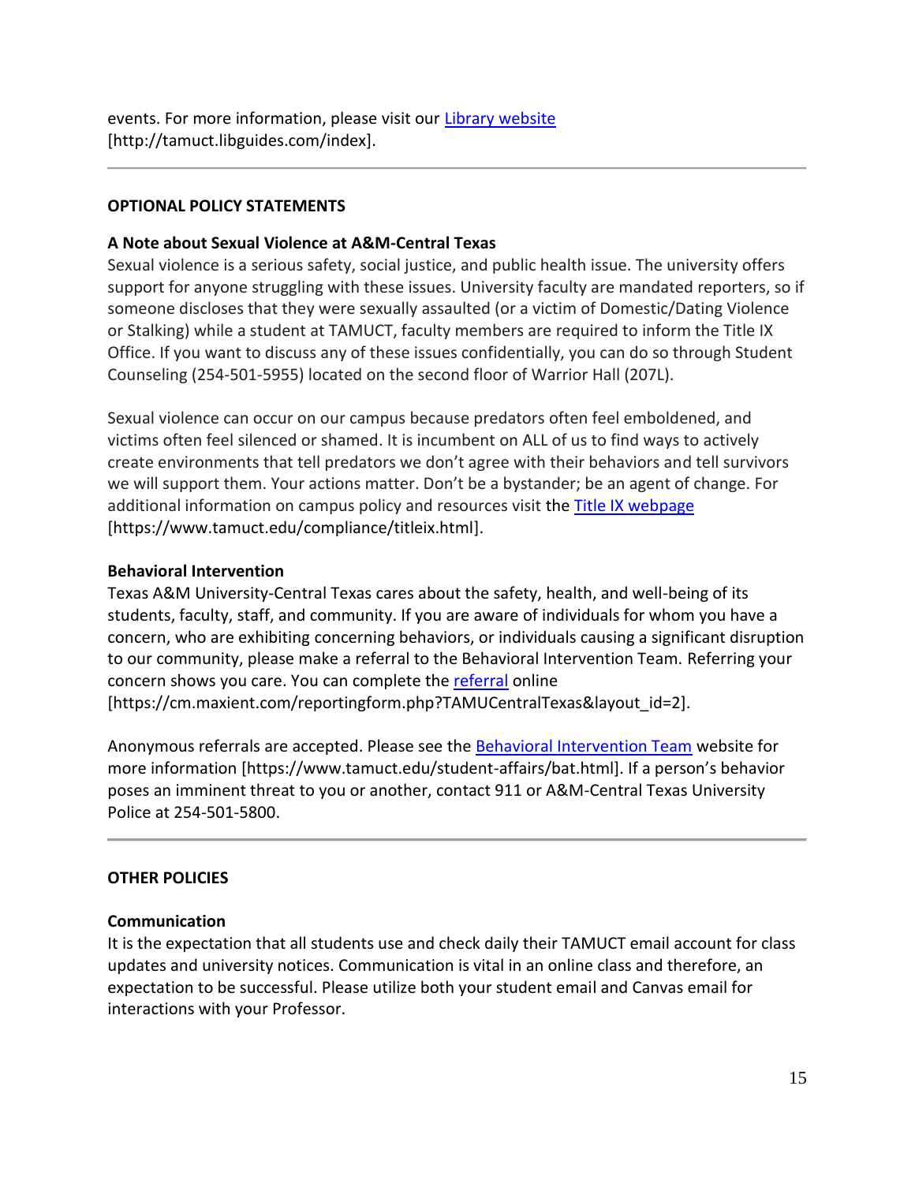events. For more information, please visit our [Library website](http://tamuct.libguides.com/index) [http://tamuct.libguides.com/index].

---

**OPTIONAL POLICY STATEMENTS**

**A Note about Sexual Violence at A&M-Central Texas**

Sexual violence is a serious safety, social justice, and public health issue. The university offers support for anyone struggling with these issues. University faculty are mandated reporters, so if someone discloses that they were sexually assaulted (or a victim of Domestic/Dating Violence or Stalking) while a student at TAMUCT, faculty members are required to inform the Title IX Office. If you want to discuss any of these issues confidentially, you can do so through Student Counseling (254-501-5955) located on the second floor of Warrior Hall (207L).

Sexual violence can occur on our campus because predators often feel emboldened, and victims often feel silenced or shamed. It is incumbent on ALL of us to find ways to actively create environments that tell predators we don't agree with their behaviors and tell survivors we will support them. Your actions matter. Don't be a bystander; be an agent of change. For additional information on campus policy and resources visit the [Title IX webpage](https://www.tamuct.edu/compliance/titleix.html) [https://www.tamuct.edu/compliance/titleix.html].

**Behavioral Intervention**

Texas A&M University-Central Texas cares about the safety, health, and well-being of its students, faculty, staff, and community. If you are aware of individuals for whom you have a concern, who are exhibiting concerning behaviors, or individuals causing a significant disruption to our community, please make a referral to the Behavioral Intervention Team. Referring your concern shows you care. You can complete the [referral](https://cm.maxient.com/reportingform.php?TAMUCentralTexas&layout_id=2) online [https://cm.maxient.com/reportingform.php?TAMUCentralTexas&layout_id=2].

Anonymous referrals are accepted. Please see the [Behavioral Intervention Team](https://www.tamuct.edu/student-affairs/bat.html) website for more information [https://www.tamuct.edu/student-affairs/bat.html]. If a person's behavior poses an imminent threat to you or another, contact 911 or A&M-Central Texas University Police at 254-501-5800.

---

**OTHER POLICIES**

**Communication**

It is the expectation that all students use and check daily their TAMUCT email account for class updates and university notices. Communication is vital in an online class and therefore, an expectation to be successful. Please utilize both your student email and Canvas email for interactions with your Professor.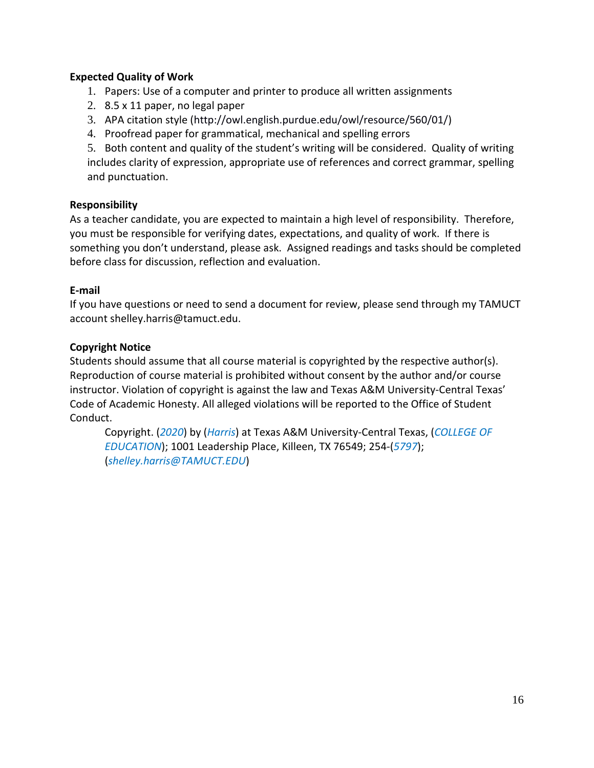**Expected Quality of Work**

1. Papers: Use of a computer and printer to produce all written assignments
2. 8.5 x 11 paper, no legal paper
3. APA citation style (http://owl.english.purdue.edu/owl/resource/560/01/)
4. Proofread paper for grammatical, mechanical and spelling errors
5. Both content and quality of the student's writing will be considered. Quality of writing includes clarity of expression, appropriate use of references and correct grammar, spelling and punctuation.

**Responsibility**

As a teacher candidate, you are expected to maintain a high level of responsibility. Therefore, you must be responsible for verifying dates, expectations, and quality of work. If there is something you don't understand, please ask. Assigned readings and tasks should be completed before class for discussion, reflection and evaluation.

**E-mail**

If you have questions or need to send a document for review, please send through my TAMUCT account shelley.harris@tamuct.edu.

**Copyright Notice**

Students should assume that all course material is copyrighted by the respective author(s). Reproduction of course material is prohibited without consent by the author and/or course instructor. Violation of copyright is against the law and Texas A&M University-Central Texas' Code of Academic Honesty. All alleged violations will be reported to the Office of Student Conduct.

Copyright. (*2020*) by (*Harris*) at Texas A&M University-Central Texas, (*COLLEGE OF EDUCATION*); 1001 Leadership Place, Killeen, TX 76549; 254-(*5797*); (*shelley.harris@TAMUCT.EDU*)